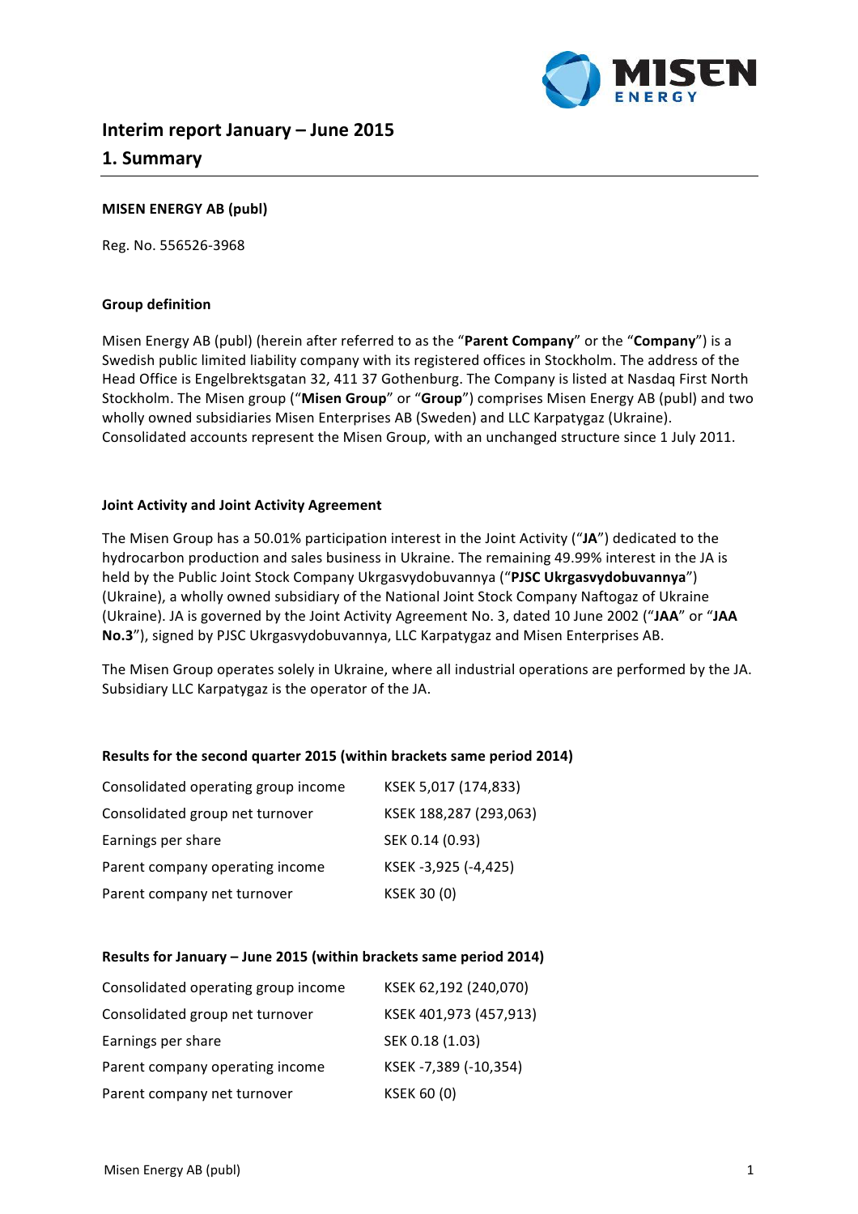# Interim report January – June 2015

## 1. Summary

**MISEN ENERGY AB (publ)**

Reg. No. 556526-3968

**Group definition**

Misen Energy AB (publ) (herein after referred to as the "**Parent Company**" or the "**Company**") is a Swedish public limited liability company with its registered offices in Stockholm. The address of the Head Office is Engelbrektsgatan 32, 411 37 Gothenburg. The Company is listed at Nasdaq First North Stockholm. The Misen group ("**Misen Group**" or "**Group**") comprises Misen Energy AB (publ) and two wholly owned subsidiaries Misen Enterprises AB (Sweden) and LLC Karpatygaz (Ukraine). Consolidated accounts represent the Misen Group, with an unchanged structure since 1 July 2011.

**Joint Activity and Joint Activity Agreement**

The Misen Group has a 50.01% participation interest in the Joint Activity ("**JA**") dedicated to the hydrocarbon production and sales business in Ukraine. The remaining 49.99% interest in the JA is held by the Public Joint Stock Company Ukrgasvydobuvannya ("**PJSC Ukrgasvydobuvannya**") (Ukraine), a wholly owned subsidiary of the National Joint Stock Company Naftogaz of Ukraine (Ukraine). JA is governed by the Joint Activity Agreement No. 3, dated 10 June 2002 ("**JAA**" or "**JAA No.3**"), signed by PJSC Ukrgasvydobuvannya, LLC Karpatygaz and Misen Enterprises AB.

The Misen Group operates solely in Ukraine, where all industrial operations are performed by the JA. Subsidiary LLC Karpatygaz is the operator of the JA.

**Results for the second quarter 2015 (within brackets same period 2014)**

| | |
|---|---|
| Consolidated operating group income | KSEK 5,017 (174,833) |
| Consolidated group net turnover | KSEK 188,287 (293,063) |
| Earnings per share | SEK 0.14 (0.93) |
| Parent company operating income | KSEK -3,925 (-4,425) |
| Parent company net turnover | KSEK 30 (0) |

**Results for January – June 2015 (within brackets same period 2014)**

| | |
|---|---|
| Consolidated operating group income | KSEK 62,192 (240,070) |
| Consolidated group net turnover | KSEK 401,973 (457,913) |
| Earnings per share | SEK 0.18 (1.03) |
| Parent company operating income | KSEK -7,389 (-10,354) |
| Parent company net turnover | KSEK 60 (0) |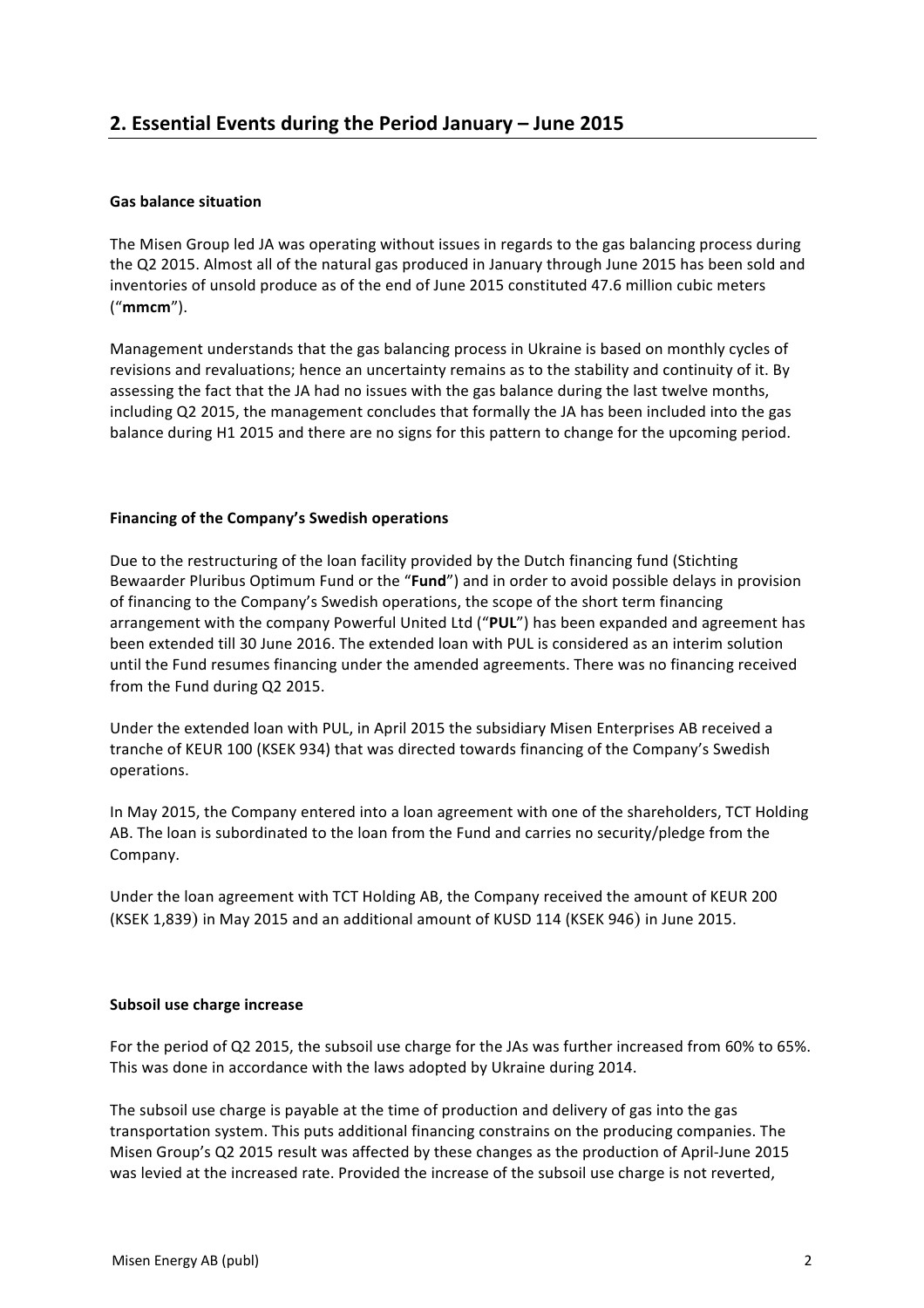## 2. Essential Events during the Period January – June 2015

**Gas balance situation**

The Misen Group led JA was operating without issues in regards to the gas balancing process during the Q2 2015. Almost all of the natural gas produced in January through June 2015 has been sold and inventories of unsold produce as of the end of June 2015 constituted 47.6 million cubic meters ("**mmcm**").

Management understands that the gas balancing process in Ukraine is based on monthly cycles of revisions and revaluations; hence an uncertainty remains as to the stability and continuity of it. By assessing the fact that the JA had no issues with the gas balance during the last twelve months, including Q2 2015, the management concludes that formally the JA has been included into the gas balance during H1 2015 and there are no signs for this pattern to change for the upcoming period.

**Financing of the Company's Swedish operations**

Due to the restructuring of the loan facility provided by the Dutch financing fund (Stichting Bewaarder Pluribus Optimum Fund or the "**Fund**") and in order to avoid possible delays in provision of financing to the Company's Swedish operations, the scope of the short term financing arrangement with the company Powerful United Ltd ("**PUL**") has been expanded and agreement has been extended till 30 June 2016. The extended loan with PUL is considered as an interim solution until the Fund resumes financing under the amended agreements. There was no financing received from the Fund during Q2 2015.

Under the extended loan with PUL, in April 2015 the subsidiary Misen Enterprises AB received a tranche of KEUR 100 (KSEK 934) that was directed towards financing of the Company's Swedish operations.

In May 2015, the Company entered into a loan agreement with one of the shareholders, TCT Holding AB. The loan is subordinated to the loan from the Fund and carries no security/pledge from the Company.

Under the loan agreement with TCT Holding AB, the Company received the amount of KEUR 200 (KSEK 1,839) in May 2015 and an additional amount of KUSD 114 (KSEK 946) in June 2015.

**Subsoil use charge increase**

For the period of Q2 2015, the subsoil use charge for the JAs was further increased from 60% to 65%. This was done in accordance with the laws adopted by Ukraine during 2014.

The subsoil use charge is payable at the time of production and delivery of gas into the gas transportation system. This puts additional financing constrains on the producing companies. The Misen Group's Q2 2015 result was affected by these changes as the production of April-June 2015 was levied at the increased rate. Provided the increase of the subsoil use charge is not reverted,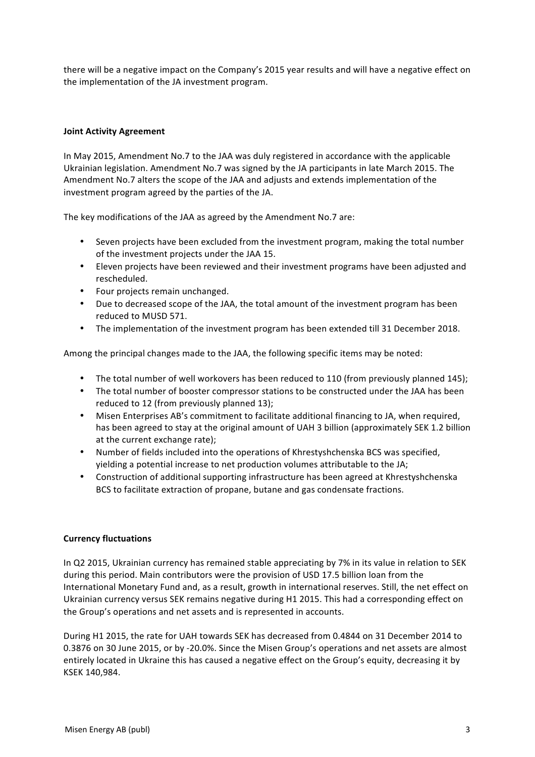there will be a negative impact on the Company's 2015 year results and will have a negative effect on the implementation of the JA investment program.

**Joint Activity Agreement**

In May 2015, Amendment No.7 to the JAA was duly registered in accordance with the applicable Ukrainian legislation. Amendment No.7 was signed by the JA participants in late March 2015. The Amendment No.7 alters the scope of the JAA and adjusts and extends implementation of the investment program agreed by the parties of the JA.

The key modifications of the JAA as agreed by the Amendment No.7 are:

- Seven projects have been excluded from the investment program, making the total number of the investment projects under the JAA 15.
- Eleven projects have been reviewed and their investment programs have been adjusted and rescheduled.
- Four projects remain unchanged.
- Due to decreased scope of the JAA, the total amount of the investment program has been reduced to MUSD 571.
- The implementation of the investment program has been extended till 31 December 2018.

Among the principal changes made to the JAA, the following specific items may be noted:

- The total number of well workovers has been reduced to 110 (from previously planned 145);
- The total number of booster compressor stations to be constructed under the JAA has been reduced to 12 (from previously planned 13);
- Misen Enterprises AB's commitment to facilitate additional financing to JA, when required, has been agreed to stay at the original amount of UAH 3 billion (approximately SEK 1.2 billion at the current exchange rate);
- Number of fields included into the operations of Khrestyshchenska BCS was specified, yielding a potential increase to net production volumes attributable to the JA;
- Construction of additional supporting infrastructure has been agreed at Khrestyshchenska BCS to facilitate extraction of propane, butane and gas condensate fractions.

**Currency fluctuations**

In Q2 2015, Ukrainian currency has remained stable appreciating by 7% in its value in relation to SEK during this period. Main contributors were the provision of USD 17.5 billion loan from the International Monetary Fund and, as a result, growth in international reserves. Still, the net effect on Ukrainian currency versus SEK remains negative during H1 2015. This had a corresponding effect on the Group's operations and net assets and is represented in accounts.

During H1 2015, the rate for UAH towards SEK has decreased from 0.4844 on 31 December 2014 to 0.3876 on 30 June 2015, or by -20.0%. Since the Misen Group's operations and net assets are almost entirely located in Ukraine this has caused a negative effect on the Group's equity, decreasing it by KSEK 140,984.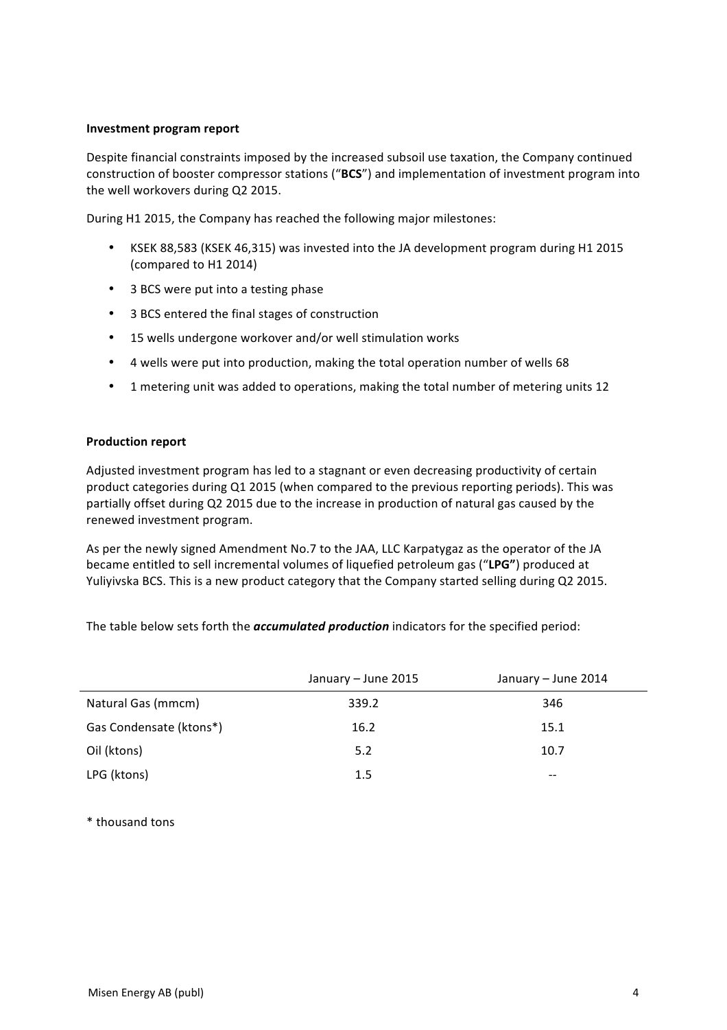**Investment program report**

Despite financial constraints imposed by the increased subsoil use taxation, the Company continued construction of booster compressor stations ("**BCS**") and implementation of investment program into the well workovers during Q2 2015.

During H1 2015, the Company has reached the following major milestones:

- KSEK 88,583 (KSEK 46,315) was invested into the JA development program during H1 2015 (compared to H1 2014)
- 3 BCS were put into a testing phase
- 3 BCS entered the final stages of construction
- 15 wells undergone workover and/or well stimulation works
- 4 wells were put into production, making the total operation number of wells 68
- 1 metering unit was added to operations, making the total number of metering units 12

**Production report**

Adjusted investment program has led to a stagnant or even decreasing productivity of certain product categories during Q1 2015 (when compared to the previous reporting periods). This was partially offset during Q2 2015 due to the increase in production of natural gas caused by the renewed investment program.

As per the newly signed Amendment No.7 to the JAA, LLC Karpatygaz as the operator of the JA became entitled to sell incremental volumes of liquefied petroleum gas ("**LPG"**) produced at Yuliyivska BCS. This is a new product category that the Company started selling during Q2 2015.

The table below sets forth the ***accumulated production*** indicators for the specified period:

| | January – June 2015 | January – June 2014 |
|---|---|---|
| Natural Gas (mmcm) | 339.2 | 346 |
| Gas Condensate (ktons*) | 16.2 | 15.1 |
| Oil (ktons) | 5.2 | 10.7 |
| LPG (ktons) | 1.5 | -- |

\* thousand tons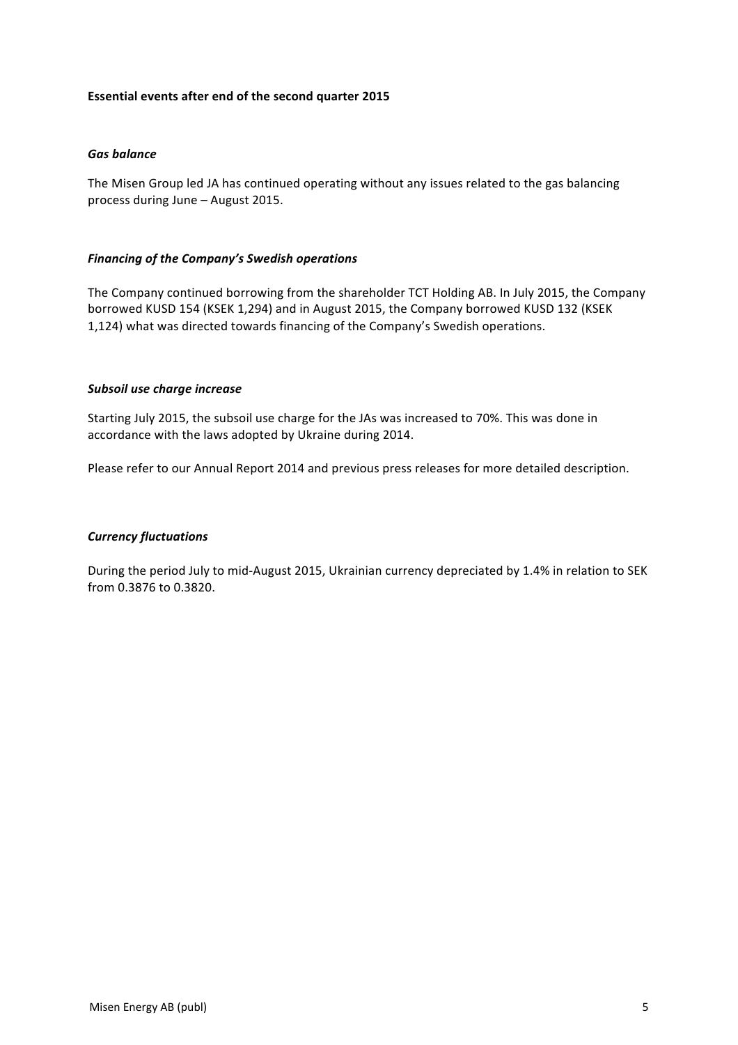**Essential events after end of the second quarter 2015**

***Gas balance***

The Misen Group led JA has continued operating without any issues related to the gas balancing process during June – August 2015.

***Financing of the Company's Swedish operations***

The Company continued borrowing from the shareholder TCT Holding AB. In July 2015, the Company borrowed KUSD 154 (KSEK 1,294) and in August 2015, the Company borrowed KUSD 132 (KSEK 1,124) what was directed towards financing of the Company's Swedish operations.

***Subsoil use charge increase***

Starting July 2015, the subsoil use charge for the JAs was increased to 70%. This was done in accordance with the laws adopted by Ukraine during 2014.

Please refer to our Annual Report 2014 and previous press releases for more detailed description.

***Currency fluctuations***

During the period July to mid-August 2015, Ukrainian currency depreciated by 1.4% in relation to SEK from 0.3876 to 0.3820.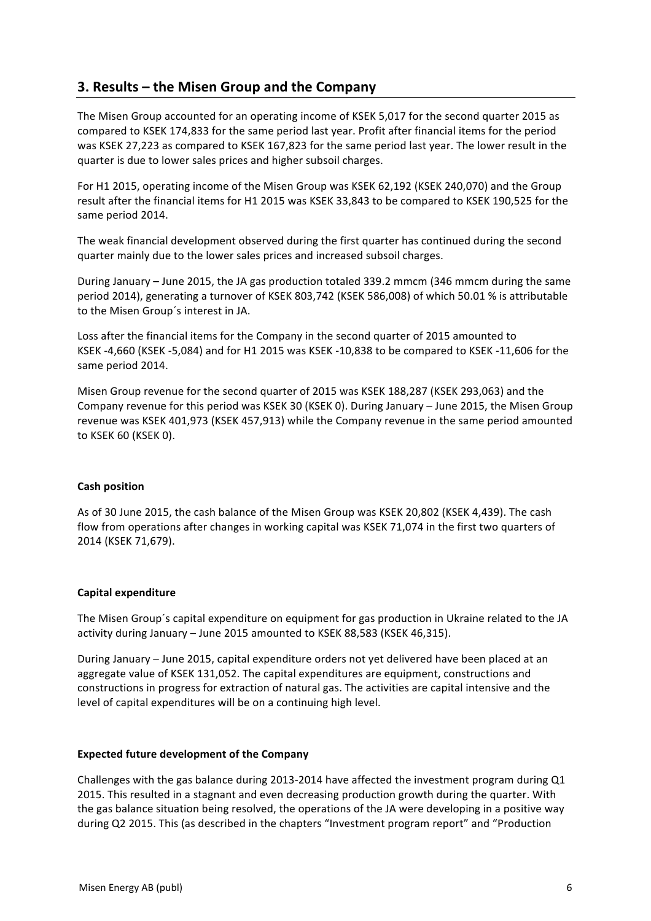## 3. Results – the Misen Group and the Company

The Misen Group accounted for an operating income of KSEK 5,017 for the second quarter 2015 as compared to KSEK 174,833 for the same period last year. Profit after financial items for the period was KSEK 27,223 as compared to KSEK 167,823 for the same period last year. The lower result in the quarter is due to lower sales prices and higher subsoil charges.

For H1 2015, operating income of the Misen Group was KSEK 62,192 (KSEK 240,070) and the Group result after the financial items for H1 2015 was KSEK 33,843 to be compared to KSEK 190,525 for the same period 2014.

The weak financial development observed during the first quarter has continued during the second quarter mainly due to the lower sales prices and increased subsoil charges.

During January – June 2015, the JA gas production totaled 339.2 mmcm (346 mmcm during the same period 2014), generating a turnover of KSEK 803,742 (KSEK 586,008) of which 50.01 % is attributable to the Misen Group´s interest in JA.

Loss after the financial items for the Company in the second quarter of 2015 amounted to KSEK -4,660 (KSEK -5,084) and for H1 2015 was KSEK -10,838 to be compared to KSEK -11,606 for the same period 2014.

Misen Group revenue for the second quarter of 2015 was KSEK 188,287 (KSEK 293,063) and the Company revenue for this period was KSEK 30 (KSEK 0). During January – June 2015, the Misen Group revenue was KSEK 401,973 (KSEK 457,913) while the Company revenue in the same period amounted to KSEK 60 (KSEK 0).

**Cash position**

As of 30 June 2015, the cash balance of the Misen Group was KSEK 20,802 (KSEK 4,439). The cash flow from operations after changes in working capital was KSEK 71,074 in the first two quarters of 2014 (KSEK 71,679).

**Capital expenditure**

The Misen Group´s capital expenditure on equipment for gas production in Ukraine related to the JA activity during January – June 2015 amounted to KSEK 88,583 (KSEK 46,315).

During January – June 2015, capital expenditure orders not yet delivered have been placed at an aggregate value of KSEK 131,052. The capital expenditures are equipment, constructions and constructions in progress for extraction of natural gas. The activities are capital intensive and the level of capital expenditures will be on a continuing high level.

**Expected future development of the Company**

Challenges with the gas balance during 2013-2014 have affected the investment program during Q1 2015. This resulted in a stagnant and even decreasing production growth during the quarter. With the gas balance situation being resolved, the operations of the JA were developing in a positive way during Q2 2015. This (as described in the chapters "Investment program report" and "Production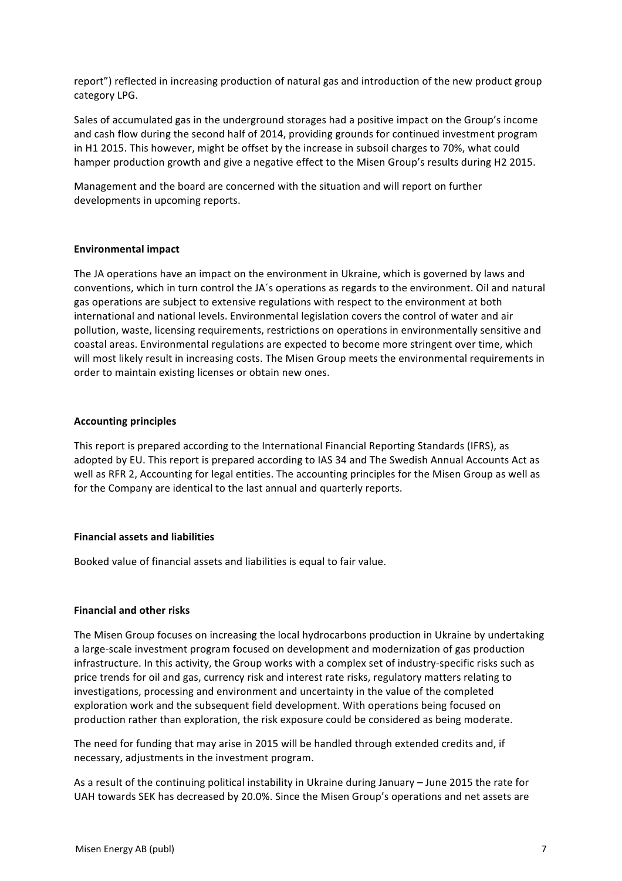report") reflected in increasing production of natural gas and introduction of the new product group category LPG.

Sales of accumulated gas in the underground storages had a positive impact on the Group's income and cash flow during the second half of 2014, providing grounds for continued investment program in H1 2015. This however, might be offset by the increase in subsoil charges to 70%, what could hamper production growth and give a negative effect to the Misen Group's results during H2 2015.

Management and the board are concerned with the situation and will report on further developments in upcoming reports.

**Environmental impact**

The JA operations have an impact on the environment in Ukraine, which is governed by laws and conventions, which in turn control the JA´s operations as regards to the environment. Oil and natural gas operations are subject to extensive regulations with respect to the environment at both international and national levels. Environmental legislation covers the control of water and air pollution, waste, licensing requirements, restrictions on operations in environmentally sensitive and coastal areas. Environmental regulations are expected to become more stringent over time, which will most likely result in increasing costs. The Misen Group meets the environmental requirements in order to maintain existing licenses or obtain new ones.

**Accounting principles**

This report is prepared according to the International Financial Reporting Standards (IFRS), as adopted by EU. This report is prepared according to IAS 34 and The Swedish Annual Accounts Act as well as RFR 2, Accounting for legal entities. The accounting principles for the Misen Group as well as for the Company are identical to the last annual and quarterly reports.

**Financial assets and liabilities**

Booked value of financial assets and liabilities is equal to fair value.

**Financial and other risks**

The Misen Group focuses on increasing the local hydrocarbons production in Ukraine by undertaking a large-scale investment program focused on development and modernization of gas production infrastructure. In this activity, the Group works with a complex set of industry-specific risks such as price trends for oil and gas, currency risk and interest rate risks, regulatory matters relating to investigations, processing and environment and uncertainty in the value of the completed exploration work and the subsequent field development. With operations being focused on production rather than exploration, the risk exposure could be considered as being moderate.

The need for funding that may arise in 2015 will be handled through extended credits and, if necessary, adjustments in the investment program.

As a result of the continuing political instability in Ukraine during January – June 2015 the rate for UAH towards SEK has decreased by 20.0%. Since the Misen Group's operations and net assets are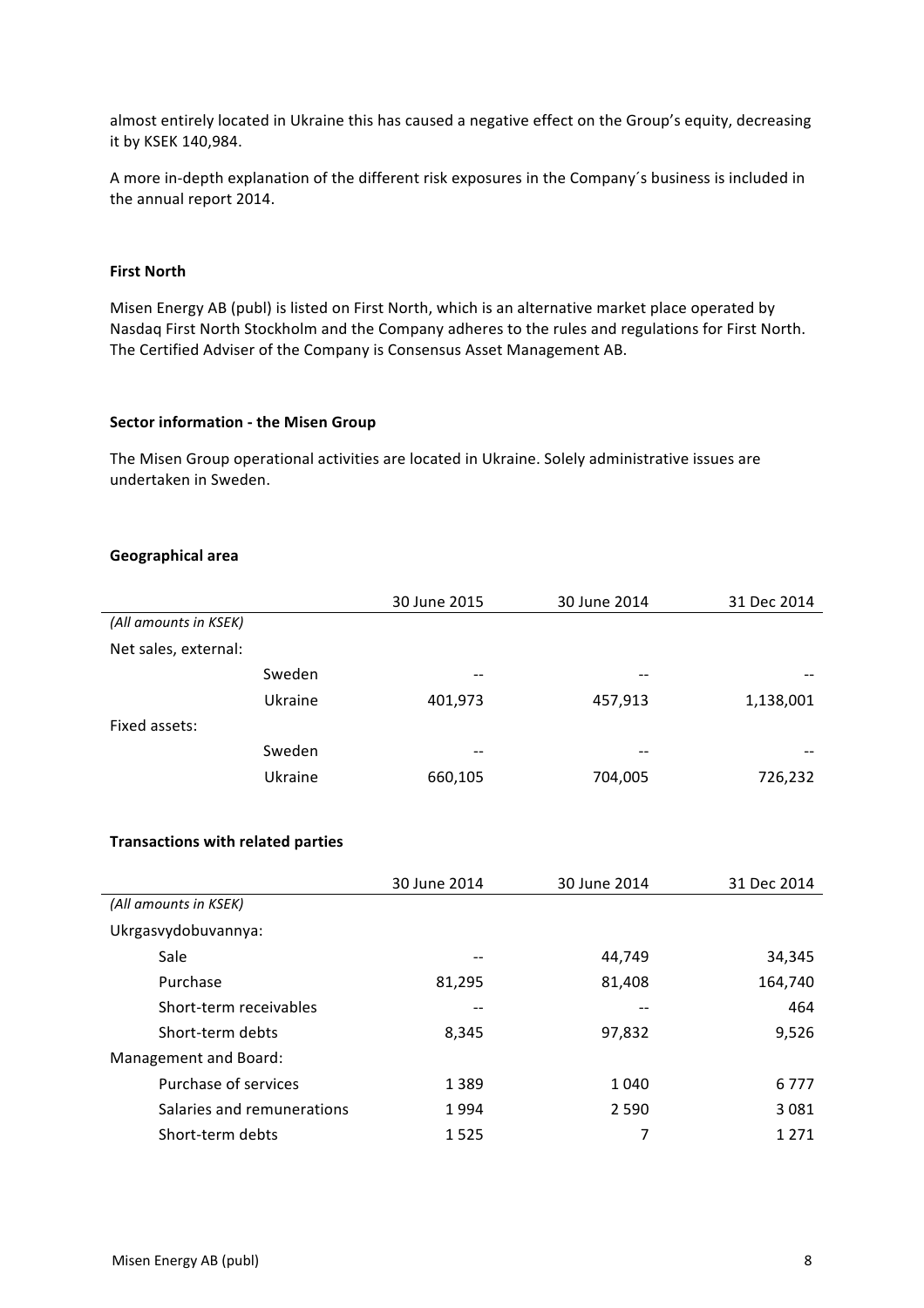almost entirely located in Ukraine this has caused a negative effect on the Group's equity, decreasing it by KSEK 140,984.

A more in-depth explanation of the different risk exposures in the Company´s business is included in the annual report 2014.

**First North**

Misen Energy AB (publ) is listed on First North, which is an alternative market place operated by Nasdaq First North Stockholm and the Company adheres to the rules and regulations for First North. The Certified Adviser of the Company is Consensus Asset Management AB.

**Sector information - the Misen Group**

The Misen Group operational activities are located in Ukraine. Solely administrative issues are undertaken in Sweden.

**Geographical area**

| | | 30 June 2015 | 30 June 2014 | 31 Dec 2014 |
|---|---|---|---|---|
| *(All amounts in KSEK)* | | | | |
| Net sales, external: | | | | |
| | Sweden | -- | -- | -- |
| | Ukraine | 401,973 | 457,913 | 1,138,001 |
| Fixed assets: | | | | |
| | Sweden | -- | -- | -- |
| | Ukraine | 660,105 | 704,005 | 726,232 |

**Transactions with related parties**

| | 30 June 2014 | 30 June 2014 | 31 Dec 2014 |
|---|---|---|---|
| *(All amounts in KSEK)* | | | |
| Ukrgasvydobuvannya: | | | |
| Sale | -- | 44,749 | 34,345 |
| Purchase | 81,295 | 81,408 | 164,740 |
| Short-term receivables | -- | -- | 464 |
| Short-term debts | 8,345 | 97,832 | 9,526 |
| Management and Board: | | | |
| Purchase of services | 1 389 | 1 040 | 6 777 |
| Salaries and remunerations | 1 994 | 2 590 | 3 081 |
| Short-term debts | 1 525 | 7 | 1 271 |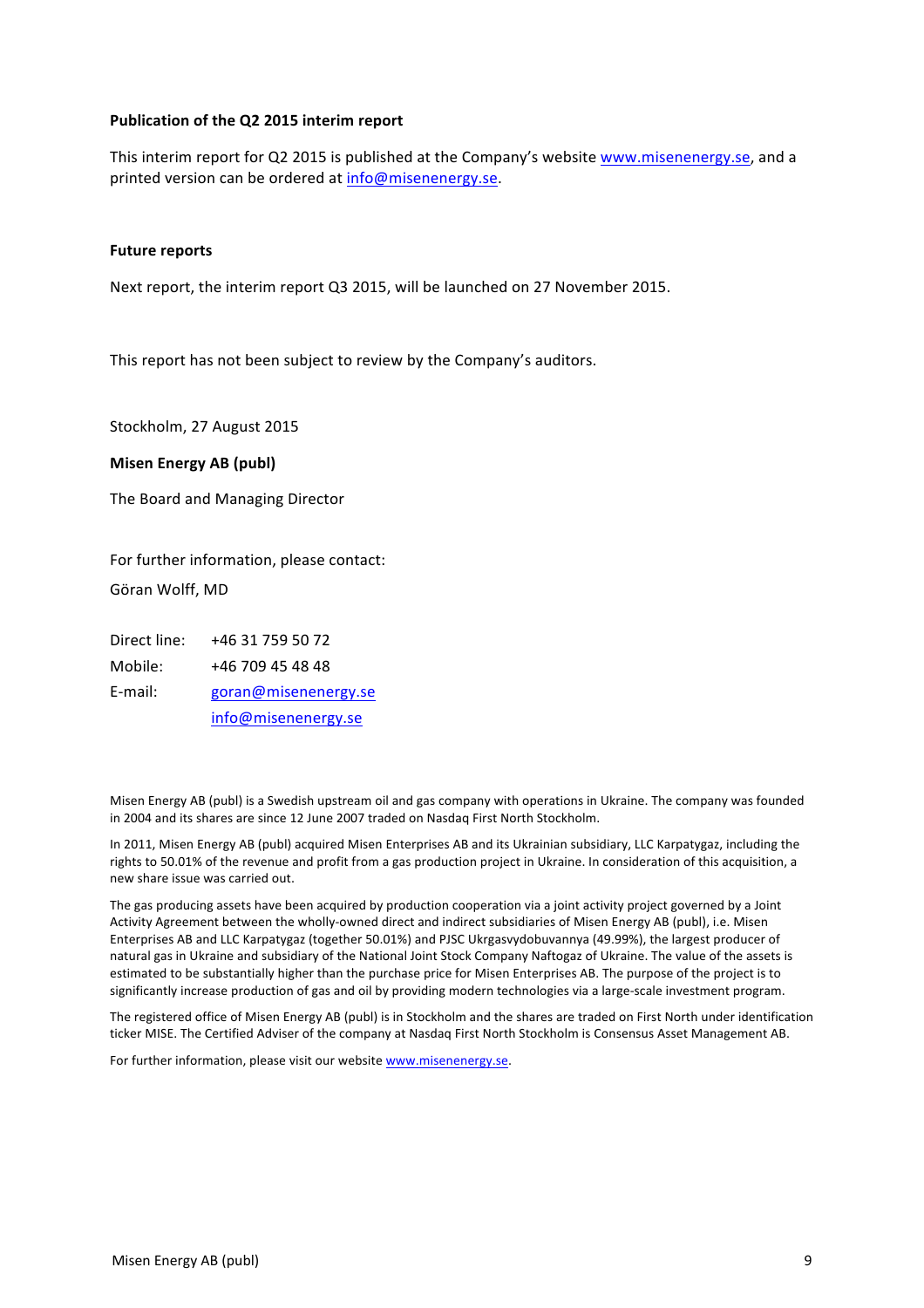**Publication of the Q2 2015 interim report**

This interim report for Q2 2015 is published at the Company's website www.misenenergy.se, and a printed version can be ordered at info@misenenergy.se.

**Future reports**

Next report, the interim report Q3 2015, will be launched on 27 November 2015.

This report has not been subject to review by the Company's auditors.

Stockholm, 27 August 2015

**Misen Energy AB (publ)**

The Board and Managing Director

For further information, please contact:

Göran Wolff, MD

| | |
|---|---|
| Direct line: | +46 31 759 50 72 |
| Mobile: | +46 709 45 48 48 |
| E-mail: | goran@misenenergy.se |
| | info@misenenergy.se |

Misen Energy AB (publ) is a Swedish upstream oil and gas company with operations in Ukraine. The company was founded in 2004 and its shares are since 12 June 2007 traded on Nasdaq First North Stockholm.

In 2011, Misen Energy AB (publ) acquired Misen Enterprises AB and its Ukrainian subsidiary, LLC Karpatygaz, including the rights to 50.01% of the revenue and profit from a gas production project in Ukraine. In consideration of this acquisition, a new share issue was carried out.

The gas producing assets have been acquired by production cooperation via a joint activity project governed by a Joint Activity Agreement between the wholly-owned direct and indirect subsidiaries of Misen Energy AB (publ), i.e. Misen Enterprises AB and LLC Karpatygaz (together 50.01%) and PJSC Ukrgasvydobuvannya (49.99%), the largest producer of natural gas in Ukraine and subsidiary of the National Joint Stock Company Naftogaz of Ukraine. The value of the assets is estimated to be substantially higher than the purchase price for Misen Enterprises AB. The purpose of the project is to significantly increase production of gas and oil by providing modern technologies via a large-scale investment program.

The registered office of Misen Energy AB (publ) is in Stockholm and the shares are traded on First North under identification ticker MISE. The Certified Adviser of the company at Nasdaq First North Stockholm is Consensus Asset Management AB.

For further information, please visit our website www.misenenergy.se.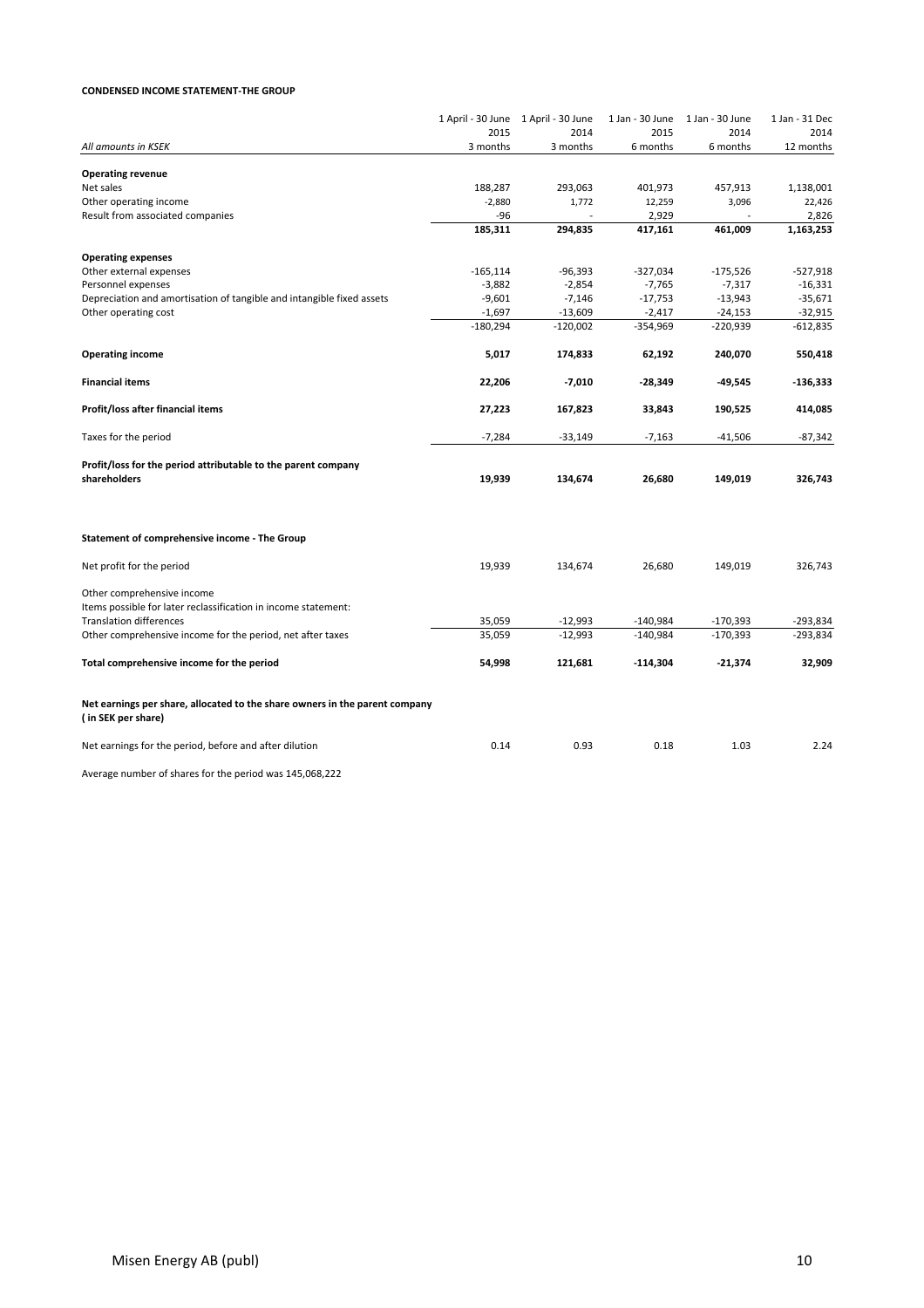**CONDENSED INCOME STATEMENT-THE GROUP**

| All amounts in KSEK | 1 April - 30 June 2015 3 months | 1 April - 30 June 2014 3 months | 1 Jan - 30 June 2015 6 months | 1 Jan - 30 June 2014 6 months | 1 Jan - 31 Dec 2014 12 months |
|---|---|---|---|---|---|
| **Operating revenue** | | | | | |
| Net sales | 188,287 | 293,063 | 401,973 | 457,913 | 1,138,001 |
| Other operating income | -2,880 | 1,772 | 12,259 | 3,096 | 22,426 |
| Result from associated companies | -96 | - | 2,929 | - | 2,826 |
| | **185,311** | **294,835** | **417,161** | **461,009** | **1,163,253** |
| **Operating expenses** | | | | | |
| Other external expenses | -165,114 | -96,393 | -327,034 | -175,526 | -527,918 |
| Personnel expenses | -3,882 | -2,854 | -7,765 | -7,317 | -16,331 |
| Depreciation and amortisation of tangible and intangible fixed assets | -9,601 | -7,146 | -17,753 | -13,943 | -35,671 |
| Other operating cost | -1,697 | -13,609 | -2,417 | -24,153 | -32,915 |
| | -180,294 | -120,002 | -354,969 | -220,939 | -612,835 |
| **Operating income** | **5,017** | **174,833** | **62,192** | **240,070** | **550,418** |
| **Financial items** | **22,206** | **-7,010** | **-28,349** | **-49,545** | **-136,333** |
| **Profit/loss after financial items** | **27,223** | **167,823** | **33,843** | **190,525** | **414,085** |
| Taxes for the period | -7,284 | -33,149 | -7,163 | -41,506 | -87,342 |
| **Profit/loss for the period attributable to the parent company shareholders** | **19,939** | **134,674** | **26,680** | **149,019** | **326,743** |

**Statement of comprehensive income - The Group**

| | | | | | |
|---|---|---|---|---|---|
| Net profit for the period | 19,939 | 134,674 | 26,680 | 149,019 | 326,743 |
| Other comprehensive income | | | | | |
| Items possible for later reclassification in income statement: | | | | | |
| Translation differences | 35,059 | -12,993 | -140,984 | -170,393 | -293,834 |
| Other comprehensive income for the period, net after taxes | 35,059 | -12,993 | -140,984 | -170,393 | -293,834 |
| **Total comprehensive income for the period** | **54,998** | **121,681** | **-114,304** | **-21,374** | **32,909** |

**Net earnings per share, allocated to the share owners in the parent company ( in SEK per share)**

| | | | | | |
|---|---|---|---|---|---|
| Net earnings for the period, before and after dilution | 0.14 | 0.93 | 0.18 | 1.03 | 2.24 |

Average number of shares for the period was 145,068,222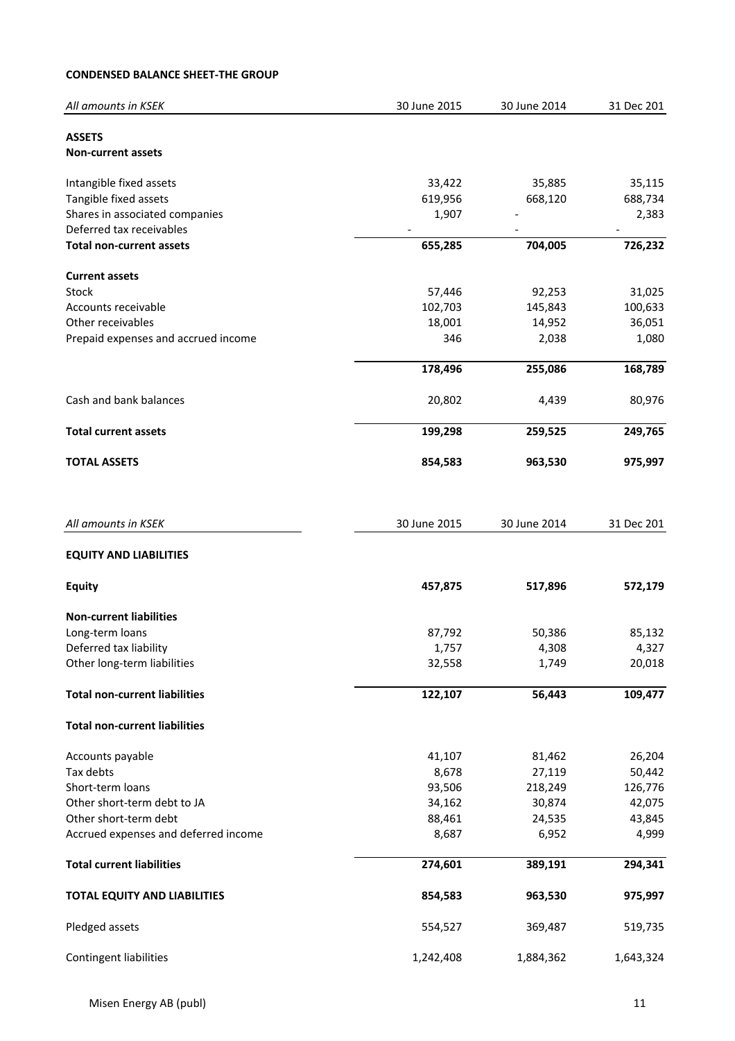**CONDENSED BALANCE SHEET-THE GROUP**

| *All amounts in KSEK* | 30 June 2015 | 30 June 2014 | 31 Dec 201 |
|---|---|---|---|
| **ASSETS** | | | |
| **Non-current assets** | | | |
| Intangible fixed assets | 33,422 | 35,885 | 35,115 |
| Tangible fixed assets | 619,956 | 668,120 | 688,734 |
| Shares in associated companies | 1,907 | - | 2,383 |
| Deferred tax receivables | - | - | - |
| **Total non-current assets** | **655,285** | **704,005** | **726,232** |
| **Current assets** | | | |
| Stock | 57,446 | 92,253 | 31,025 |
| Accounts receivable | 102,703 | 145,843 | 100,633 |
| Other receivables | 18,001 | 14,952 | 36,051 |
| Prepaid expenses and accrued income | 346 | 2,038 | 1,080 |
| | **178,496** | **255,086** | **168,789** |
| Cash and bank balances | 20,802 | 4,439 | 80,976 |
| **Total current assets** | **199,298** | **259,525** | **249,765** |
| **TOTAL ASSETS** | **854,583** | **963,530** | **975,997** |

| *All amounts in KSEK* | 30 June 2015 | 30 June 2014 | 31 Dec 201 |
|---|---|---|---|
| **EQUITY AND LIABILITIES** | | | |
| **Equity** | **457,875** | **517,896** | **572,179** |
| **Non-current liabilities** | | | |
| Long-term loans | 87,792 | 50,386 | 85,132 |
| Deferred tax liability | 1,757 | 4,308 | 4,327 |
| Other long-term liabilities | 32,558 | 1,749 | 20,018 |
| **Total non-current liabilities** | **122,107** | **56,443** | **109,477** |
| **Total non-current liabilities** | | | |
| Accounts payable | 41,107 | 81,462 | 26,204 |
| Tax debts | 8,678 | 27,119 | 50,442 |
| Short-term loans | 93,506 | 218,249 | 126,776 |
| Other short-term debt to JA | 34,162 | 30,874 | 42,075 |
| Other short-term debt | 88,461 | 24,535 | 43,845 |
| Accrued expenses and deferred income | 8,687 | 6,952 | 4,999 |
| **Total current liabilities** | **274,601** | **389,191** | **294,341** |
| **TOTAL EQUITY AND LIABILITIES** | **854,583** | **963,530** | **975,997** |
| Pledged assets | 554,527 | 369,487 | 519,735 |
| Contingent liabilities | 1,242,408 | 1,884,362 | 1,643,324 |

Misen Energy AB (publ)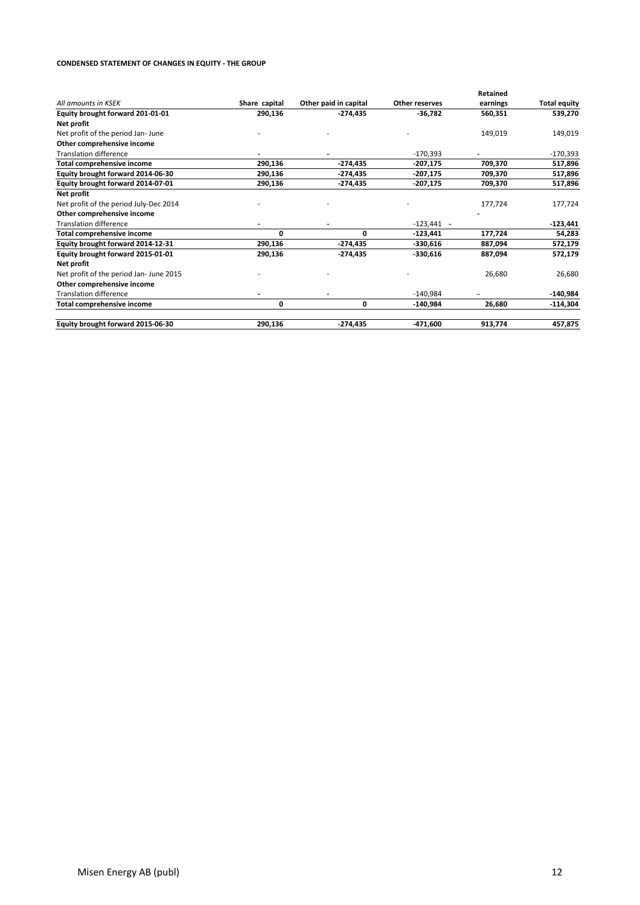**CONDENSED STATEMENT OF CHANGES IN EQUITY - THE GROUP**

| *All amounts in KSEK* | Share capital | Other paid in capital | Other reserves | Retained earnings | Total equity |
|---|---|---|---|---|---|
| **Equity brought forward 201-01-01** | **290,136** | **-274,435** | **-36,782** | **560,351** | **539,270** |
| **Net profit** | | | | | |
| Net profit of the period Jan- June | - | - | - | 149,019 | 149,019 |
| **Other comprehensive income** | | | | | |
| Translation difference | - | - | -170,393 | - | -170,393 |
| **Total comprehensive income** | **290,136** | **-274,435** | **-207,175** | **709,370** | **517,896** |
| **Equity brought forward 2014-06-30** | **290,136** | **-274,435** | **-207,175** | **709,370** | **517,896** |
| **Equity brought forward 2014-07-01** | **290,136** | **-274,435** | **-207,175** | **709,370** | **517,896** |
| **Net profit** | | | | | |
| Net profit of the period July-Dec 2014 | - | - | - | 177,724 | 177,724 |
| **Other comprehensive income** | | | | - | |
| Translation difference | - | - | -123,441 - | | **-123,441** |
| **Total comprehensive income** | **0** | **0** | **-123,441** | **177,724** | **54,283** |
| **Equity brought forward 2014-12-31** | **290,136** | **-274,435** | **-330,616** | **887,094** | **572,179** |
| **Equity brought forward 2015-01-01** | **290,136** | **-274,435** | **-330,616** | **887,094** | **572,179** |
| **Net profit** | | | | | |
| Net profit of the period Jan- June 2015 | - | - | - | 26,680 | 26,680 |
| **Other comprehensive income** | | | | | |
| Translation difference | - | - | -140,984 | - | **-140,984** |
| **Total comprehensive income** | **0** | **0** | **-140,984** | **26,680** | **-114,304** |
| **Equity brought forward 2015-06-30** | **290,136** | **-274,435** | **-471,600** | **913,774** | **457,875** |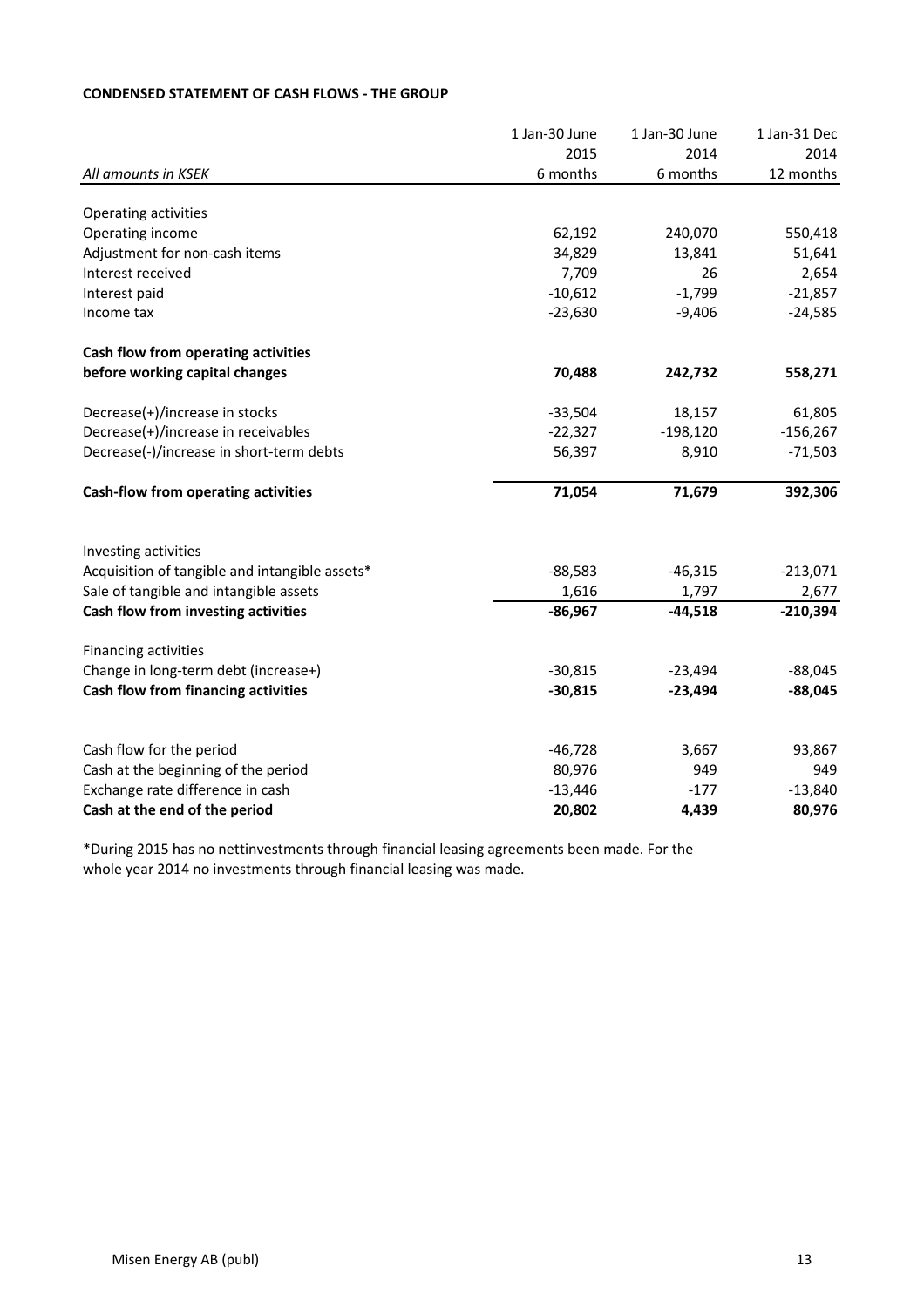**CONDENSED STATEMENT OF CASH FLOWS - THE GROUP**

| *All amounts in KSEK* | 1 Jan-30 June 2015 6 months | 1 Jan-30 June 2014 6 months | 1 Jan-31 Dec 2014 12 months |
|---|---|---|---|
| Operating activities | | | |
| Operating income | 62,192 | 240,070 | 550,418 |
| Adjustment for non-cash items | 34,829 | 13,841 | 51,641 |
| Interest received | 7,709 | 26 | 2,654 |
| Interest paid | -10,612 | -1,799 | -21,857 |
| Income tax | -23,630 | -9,406 | -24,585 |
| **Cash flow from operating activities before working capital changes** | **70,488** | **242,732** | **558,271** |
| Decrease(+)/increase in stocks | -33,504 | 18,157 | 61,805 |
| Decrease(+)/increase in receivables | -22,327 | -198,120 | -156,267 |
| Decrease(-)/increase in short-term debts | 56,397 | 8,910 | -71,503 |
| **Cash-flow from operating activities** | **71,054** | **71,679** | **392,306** |
| Investing activities | | | |
| Acquisition of tangible and intangible assets* | -88,583 | -46,315 | -213,071 |
| Sale of tangible and intangible assets | 1,616 | 1,797 | 2,677 |
| **Cash flow from investing activities** | **-86,967** | **-44,518** | **-210,394** |
| Financing activities | | | |
| Change in long-term debt (increase+) | -30,815 | -23,494 | -88,045 |
| **Cash flow from financing activities** | **-30,815** | **-23,494** | **-88,045** |
| Cash flow for the period | -46,728 | 3,667 | 93,867 |
| Cash at the beginning of the period | 80,976 | 949 | 949 |
| Exchange rate difference in cash | -13,446 | -177 | -13,840 |
| **Cash at the end of the period** | **20,802** | **4,439** | **80,976** |

*During 2015 has no nettinvestments through financial leasing agreements been made. For the whole year 2014 no investments through financial leasing was made.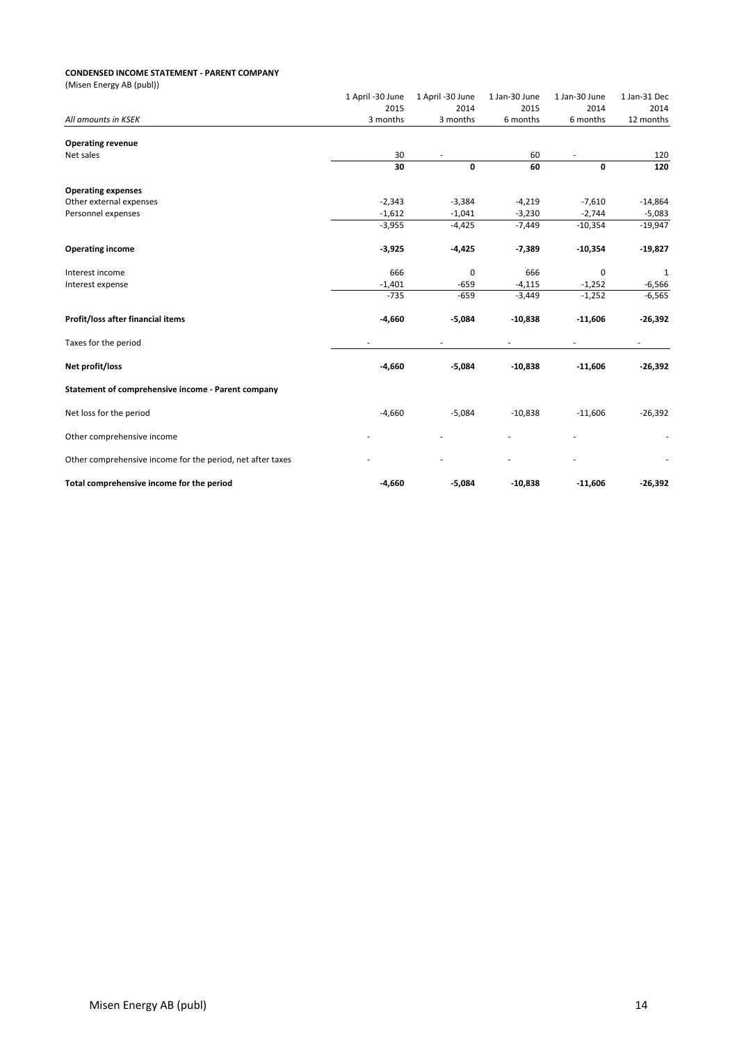**CONDENSED INCOME STATEMENT - PARENT COMPANY**

(Misen Energy AB (publ))

| *All amounts in KSEK* | 1 April -30 June 2015 3 months | 1 April -30 June 2014 3 months | 1 Jan-30 June 2015 6 months | 1 Jan-30 June 2014 6 months | 1 Jan-31 Dec 2014 12 months |
|---|---|---|---|---|---|
| **Operating revenue** | | | | | |
| Net sales | 30 | - | 60 | - | 120 |
| | **30** | **0** | **60** | **0** | **120** |
| **Operating expenses** | | | | | |
| Other external expenses | -2,343 | -3,384 | -4,219 | -7,610 | -14,864 |
| Personnel expenses | -1,612 | -1,041 | -3,230 | -2,744 | -5,083 |
| | -3,955 | -4,425 | -7,449 | -10,354 | -19,947 |
| **Operating income** | **-3,925** | **-4,425** | **-7,389** | **-10,354** | **-19,827** |
| Interest income | 666 | 0 | 666 | 0 | 1 |
| Interest expense | -1,401 | -659 | -4,115 | -1,252 | -6,566 |
| | -735 | -659 | -3,449 | -1,252 | -6,565 |
| **Profit/loss after financial items** | **-4,660** | **-5,084** | **-10,838** | **-11,606** | **-26,392** |
| Taxes for the period | - | - | - | - | - |
| **Net profit/loss** | **-4,660** | **-5,084** | **-10,838** | **-11,606** | **-26,392** |
| **Statement of comprehensive income - Parent company** | | | | | |
| Net loss for the period | -4,660 | -5,084 | -10,838 | -11,606 | -26,392 |
| Other comprehensive income | - | - | - | - | - |
| Other comprehensive income for the period, net after taxes | - | - | - | - | - |
| **Total comprehensive income for the period** | **-4,660** | **-5,084** | **-10,838** | **-11,606** | **-26,392** |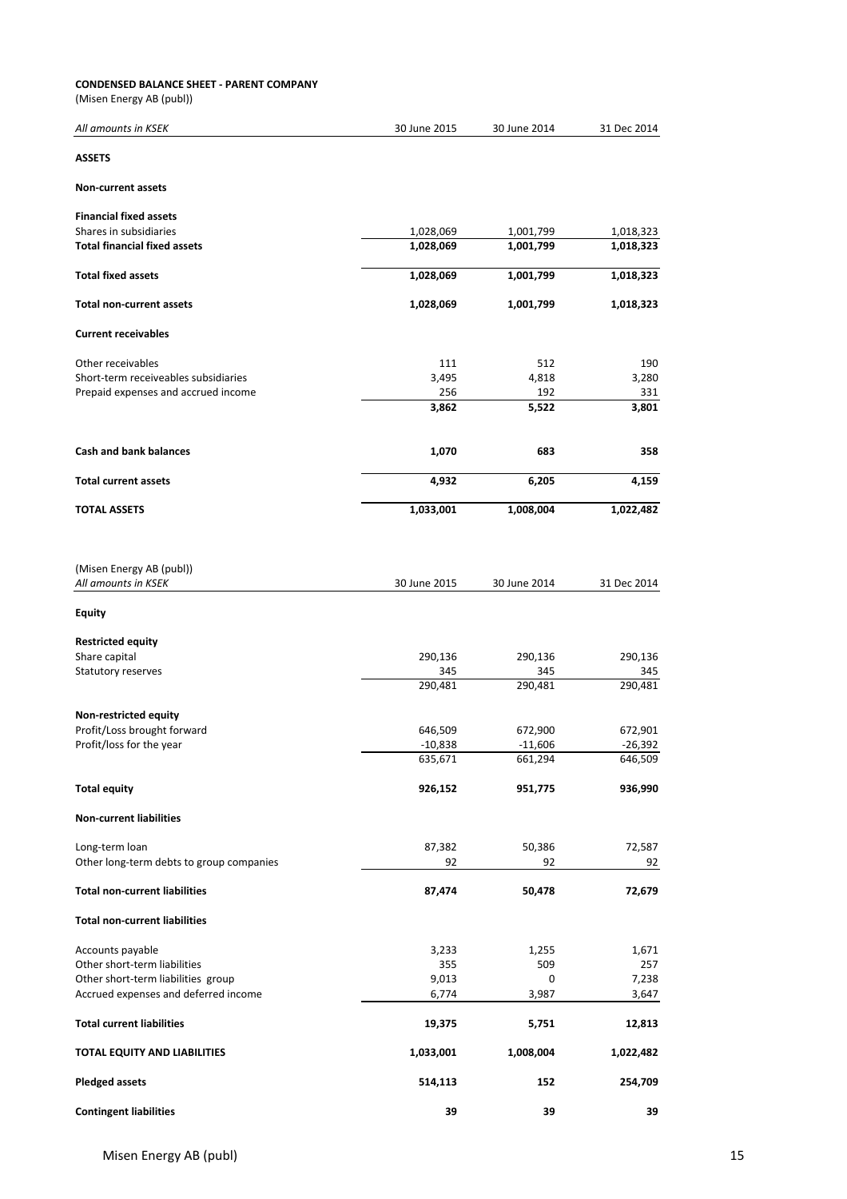**CONDENSED BALANCE SHEET - PARENT COMPANY**

(Misen Energy AB (publ))

| *All amounts in KSEK* | 30 June 2015 | 30 June 2014 | 31 Dec 2014 |
|---|---|---|---|
| **ASSETS** | | | |
| **Non-current assets** | | | |
| **Financial fixed assets** | | | |
| Shares in subsidiaries | 1,028,069 | 1,001,799 | 1,018,323 |
| **Total financial fixed assets** | **1,028,069** | **1,001,799** | **1,018,323** |
| **Total fixed assets** | **1,028,069** | **1,001,799** | **1,018,323** |
| **Total non-current assets** | **1,028,069** | **1,001,799** | **1,018,323** |
| **Current receivables** | | | |
| Other receivables | 111 | 512 | 190 |
| Short-term receiveables subsidiaries | 3,495 | 4,818 | 3,280 |
| Prepaid expenses and accrued income | 256 | 192 | 331 |
| | **3,862** | **5,522** | **3,801** |
| **Cash and bank balances** | **1,070** | **683** | **358** |
| **Total current assets** | **4,932** | **6,205** | **4,159** |
| **TOTAL ASSETS** | **1,033,001** | **1,008,004** | **1,022,482** |

(Misen Energy AB (publ))

| *All amounts in KSEK* | 30 June 2015 | 30 June 2014 | 31 Dec 2014 |
|---|---|---|---|
| **Equity** | | | |
| **Restricted equity** | | | |
| Share capital | 290,136 | 290,136 | 290,136 |
| Statutory reserves | 345 | 345 | 345 |
| | 290,481 | 290,481 | 290,481 |
| **Non-restricted equity** | | | |
| Profit/Loss brought forward | 646,509 | 672,900 | 672,901 |
| Profit/loss for the year | -10,838 | -11,606 | -26,392 |
| | 635,671 | 661,294 | 646,509 |
| **Total equity** | **926,152** | **951,775** | **936,990** |
| **Non-current liabilities** | | | |
| Long-term loan | 87,382 | 50,386 | 72,587 |
| Other long-term debts to group companies | 92 | 92 | 92 |
| **Total non-current liabilities** | **87,474** | **50,478** | **72,679** |
| **Total non-current liabilities** | | | |
| Accounts payable | 3,233 | 1,255 | 1,671 |
| Other short-term liabilities | 355 | 509 | 257 |
| Other short-term liabilities group | 9,013 | 0 | 7,238 |
| Accrued expenses and deferred income | 6,774 | 3,987 | 3,647 |
| **Total current liabilities** | **19,375** | **5,751** | **12,813** |
| **TOTAL EQUITY AND LIABILITIES** | **1,033,001** | **1,008,004** | **1,022,482** |
| **Pledged assets** | **514,113** | **152** | **254,709** |
| **Contingent liabilities** | **39** | **39** | **39** |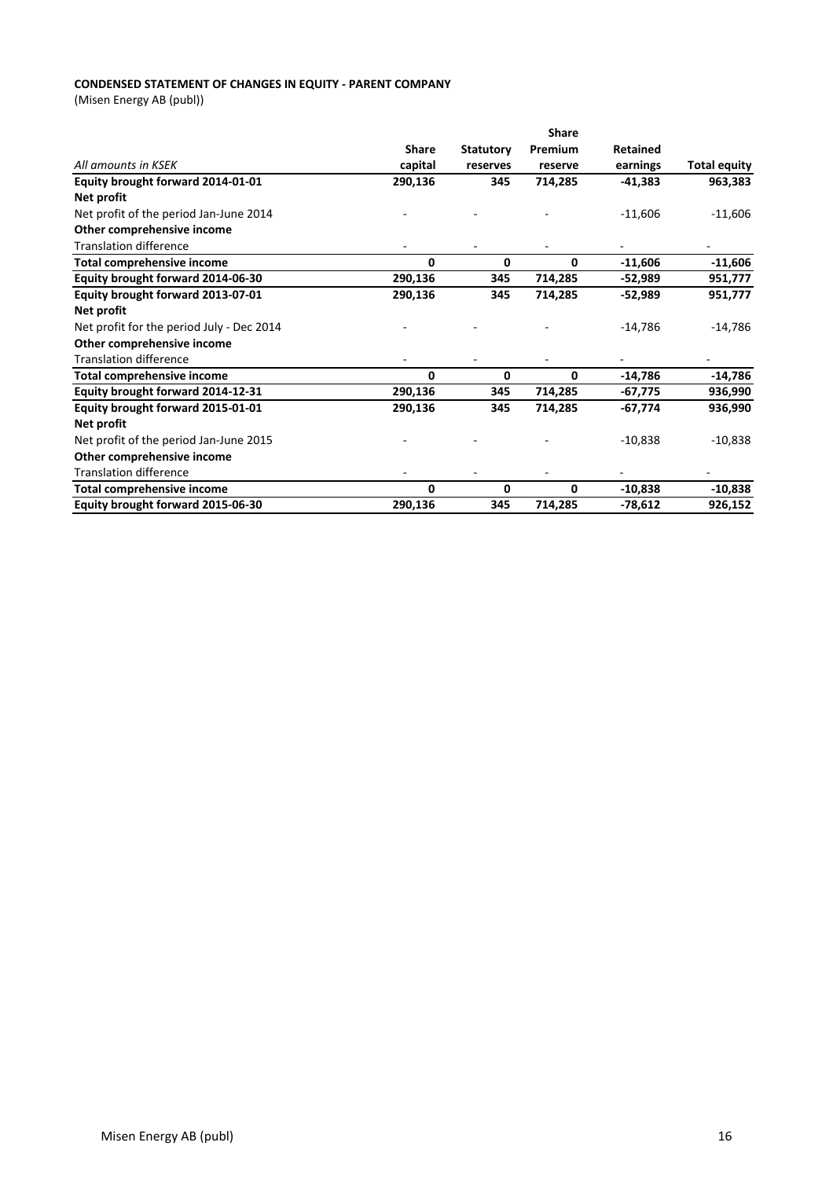**CONDENSED STATEMENT OF CHANGES IN EQUITY - PARENT COMPANY**
(Misen Energy AB (publ))

| *All amounts in KSEK* | Share capital | Statutory reserves | Share Premium reserve | Retained earnings | Total equity |
|---|---|---|---|---|---|
| **Equity brought forward 2014-01-01** | **290,136** | **345** | **714,285** | **-41,383** | **963,383** |
| **Net profit** | | | | | |
| Net profit of the period Jan-June 2014 | - | - | - | -11,606 | -11,606 |
| **Other comprehensive income** | | | | | |
| Translation difference | - | - | - | - | - |
| **Total comprehensive income** | **0** | **0** | **0** | **-11,606** | **-11,606** |
| **Equity brought forward 2014-06-30** | **290,136** | **345** | **714,285** | **-52,989** | **951,777** |
| **Equity brought forward 2013-07-01** | **290,136** | **345** | **714,285** | **-52,989** | **951,777** |
| **Net profit** | | | | | |
| Net profit for the period July - Dec 2014 | - | - | - | -14,786 | -14,786 |
| **Other comprehensive income** | | | | | |
| Translation difference | - | - | - | - | - |
| **Total comprehensive income** | **0** | **0** | **0** | **-14,786** | **-14,786** |
| **Equity brought forward 2014-12-31** | **290,136** | **345** | **714,285** | **-67,775** | **936,990** |
| **Equity brought forward 2015-01-01** | **290,136** | **345** | **714,285** | **-67,774** | **936,990** |
| **Net profit** | | | | | |
| Net profit of the period Jan-June 2015 | - | - | - | -10,838 | -10,838 |
| **Other comprehensive income** | | | | | |
| Translation difference | - | - | - | - | - |
| **Total comprehensive income** | **0** | **0** | **0** | **-10,838** | **-10,838** |
| **Equity brought forward 2015-06-30** | **290,136** | **345** | **714,285** | **-78,612** | **926,152** |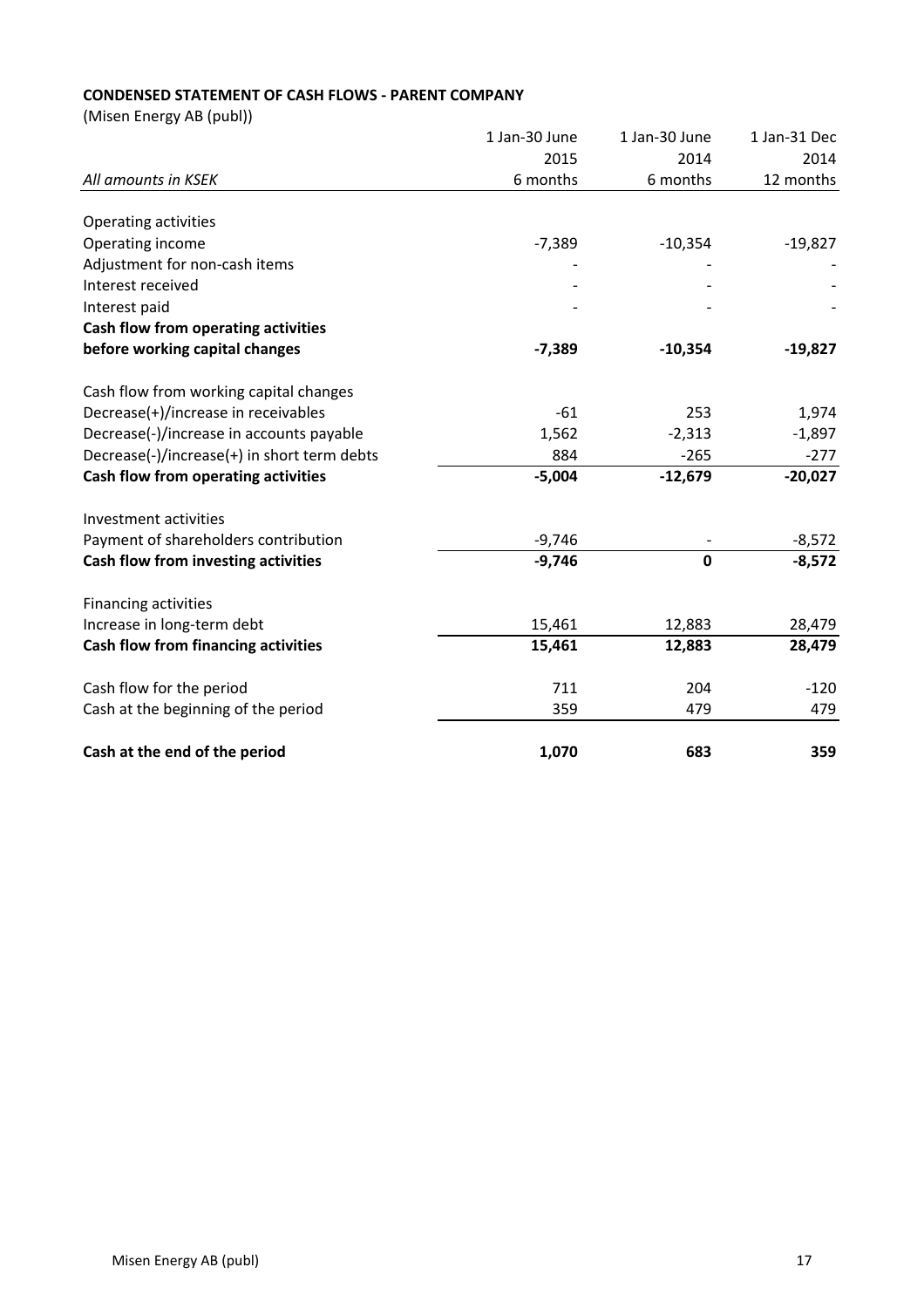**CONDENSED STATEMENT OF CASH FLOWS - PARENT COMPANY**

(Misen Energy AB (publ))

| *All amounts in KSEK* | 1 Jan-30 June 2015 6 months | 1 Jan-30 June 2014 6 months | 1 Jan-31 Dec 2014 12 months |
|---|---|---|---|
| Operating activities | | | |
| Operating income | -7,389 | -10,354 | -19,827 |
| Adjustment for non-cash items | - | - | - |
| Interest received | - | - | - |
| Interest paid | - | - | - |
| **Cash flow from operating activities before working capital changes** | **-7,389** | **-10,354** | **-19,827** |
| Cash flow from working capital changes | | | |
| Decrease(+)/increase in receivables | -61 | 253 | 1,974 |
| Decrease(-)/increase in accounts payable | 1,562 | -2,313 | -1,897 |
| Decrease(-)/increase(+) in short term debts | 884 | -265 | -277 |
| **Cash flow from operating activities** | **-5,004** | **-12,679** | **-20,027** |
| Investment activities | | | |
| Payment of shareholders contribution | -9,746 | - | -8,572 |
| **Cash flow from investing activities** | **-9,746** | **0** | **-8,572** |
| Financing activities | | | |
| Increase in long-term debt | 15,461 | 12,883 | 28,479 |
| **Cash flow from financing activities** | **15,461** | **12,883** | **28,479** |
| Cash flow for the period | 711 | 204 | -120 |
| Cash at the beginning of the period | 359 | 479 | 479 |
| **Cash at the end of the period** | **1,070** | **683** | **359** |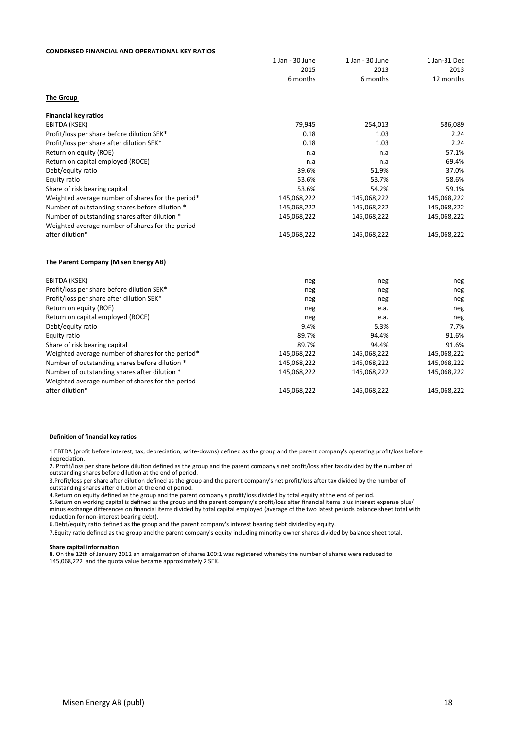**CONDENSED FINANCIAL AND OPERATIONAL KEY RATIOS**

| | 1 Jan - 30 June 2015 6 months | 1 Jan - 30 June 2013 6 months | 1 Jan-31 Dec 2013 12 months |
|---|---|---|---|
| **The Group** | | | |
| **Financial key ratios** | | | |
| EBITDA (KSEK) | 79,945 | 254,013 | 586,089 |
| Profit/loss per share before dilution SEK* | 0.18 | 1.03 | 2.24 |
| Profit/loss per share after dilution SEK* | 0.18 | 1.03 | 2.24 |
| Return on equity (ROE) | n.a | n.a | 57.1% |
| Return on capital employed (ROCE) | n.a | n.a | 69.4% |
| Debt/equity ratio | 39.6% | 51.9% | 37.0% |
| Equity ratio | 53.6% | 53.7% | 58.6% |
| Share of risk bearing capital | 53.6% | 54.2% | 59.1% |
| Weighted average number of shares for the period* | 145,068,222 | 145,068,222 | 145,068,222 |
| Number of outstanding shares before dilution * | 145,068,222 | 145,068,222 | 145,068,222 |
| Number of outstanding shares after dilution * | 145,068,222 | 145,068,222 | 145,068,222 |
| Weighted average number of shares for the period after dilution* | 145,068,222 | 145,068,222 | 145,068,222 |
| **The Parent Company (Misen Energy AB)** | | | |
| EBITDA (KSEK) | neg | neg | neg |
| Profit/loss per share before dilution SEK* | neg | neg | neg |
| Profit/loss per share after dilution SEK* | neg | neg | neg |
| Return on equity (ROE) | neg | e.a. | neg |
| Return on capital employed (ROCE) | neg | e.a. | neg |
| Debt/equity ratio | 9.4% | 5.3% | 7.7% |
| Equity ratio | 89.7% | 94.4% | 91.6% |
| Share of risk bearing capital | 89.7% | 94.4% | 91.6% |
| Weighted average number of shares for the period* | 145,068,222 | 145,068,222 | 145,068,222 |
| Number of outstanding shares before dilution * | 145,068,222 | 145,068,222 | 145,068,222 |
| Number of outstanding shares after dilution * | 145,068,222 | 145,068,222 | 145,068,222 |
| Weighted average number of shares for the period after dilution* | 145,068,222 | 145,068,222 | 145,068,222 |

**Definition of financial key ratios**

1 EBTDA (profit before interest, tax, depreciation, write-downs) defined as the group and the parent company's operating profit/loss before depreciation.

2. Profit/loss per share before dilution defined as the group and the parent company's net profit/loss after tax divided by the number of outstanding shares before dilution at the end of period.

3.Profit/loss per share after dilution defined as the group and the parent company's net profit/loss after tax divided by the number of outstanding shares after dilution at the end of period.

4.Return on equity defined as the group and the parent company's profit/loss divided by total equity at the end of period.

5.Return on working capital is defined as the group and the parent company's profit/loss after financial items plus interest expense plus/ minus exchange differences on financial items divided by total capital employed (average of the two latest periods balance sheet total with reduction for non-interest bearing debt).

6.Debt/equity ratio defined as the group and the parent company's interest bearing debt divided by equity.

7.Equity ratio defined as the group and the parent company's equity including minority owner shares divided by balance sheet total.

**Share capital information**

8. On the 12th of January 2012 an amalgamation of shares 100:1 was registered whereby the number of shares were reduced to 145,068,222 and the quota value became approximately 2 SEK.